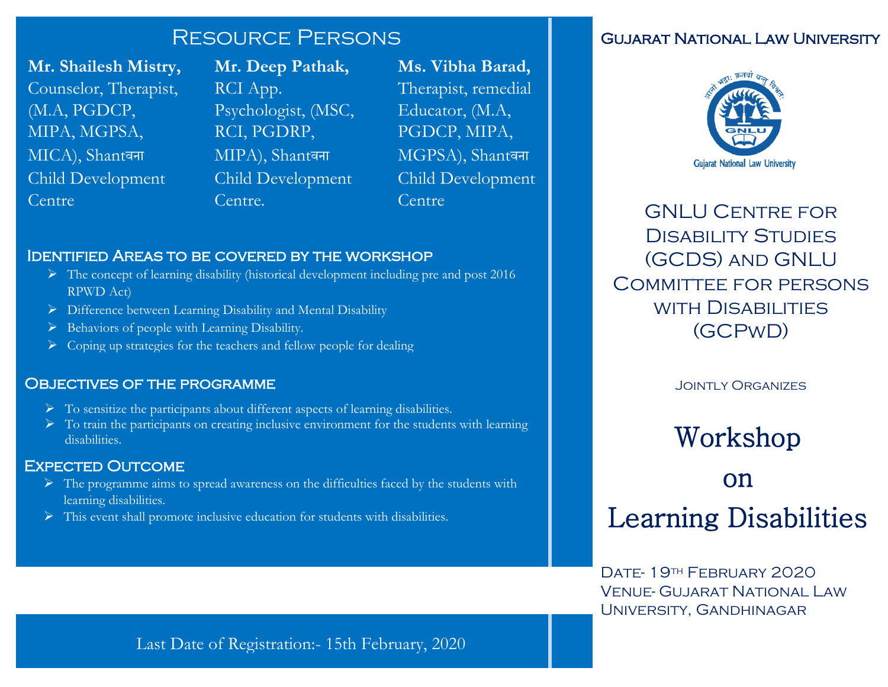## Resource Persons

**Mr. Shailesh Mistry,**
Counselor, Therapist, (M.A, PGDCP, MIPA, MGPSA, MICA), Shantवना Child Development Centre

**Mr. Deep Pathak,**
RCI App. Psychologist, (MSC, RCI, PGDRP, MIPA), Shantवना Child Development Centre.

**Ms. Vibha Barad,**
Therapist, remedial Educator, (M.A, PGDCP, MIPA, MGPSA), Shantवना Child Development Centre

### Identified Areas to be covered by the workshop

- The concept of learning disability (historical development including pre and post 2016 RPWD Act)
- Difference between Learning Disability and Mental Disability
- Behaviors of people with Learning Disability.
- Coping up strategies for the teachers and fellow people for dealing

### Objectives of the programme

- To sensitize the participants about different aspects of learning disabilities.
- To train the participants on creating inclusive environment for the students with learning disabilities.

### Expected Outcome

- The programme aims to spread awareness on the difficulties faced by the students with learning disabilities.
- This event shall promote inclusive education for students with disabilities.

Last Date of Registration:- 15th February, 2020

## Gujarat National Law University

आनो भद्राः क्रतवो यन्तु विश्वतः
GNLU
Gujarat National Law University

### GNLU Centre for Disability Studies (GCDS) and GNLU Committee for persons with Disabilities (GCPwD)

Jointly Organizes

# Workshop on Learning Disabilities

Date- 19th February 2020
Venue- Gujarat National Law University, Gandhinagar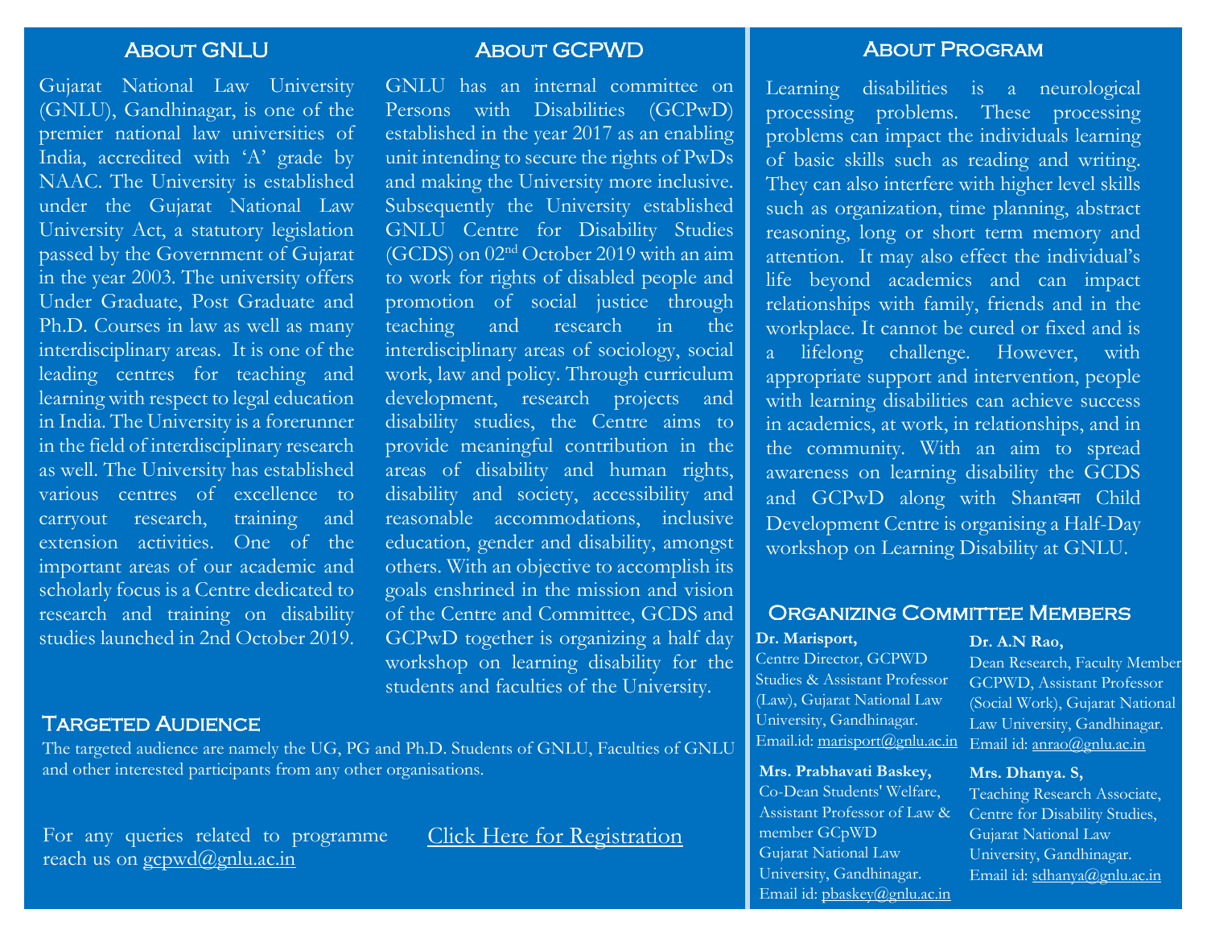## About GNLU

Gujarat National Law University (GNLU), Gandhinagar, is one of the premier national law universities of India, accredited with 'A' grade by NAAC. The University is established under the Gujarat National Law University Act, a statutory legislation passed by the Government of Gujarat in the year 2003. The university offers Under Graduate, Post Graduate and Ph.D. Courses in law as well as many interdisciplinary areas. It is one of the leading centres for teaching and learning with respect to legal education in India. The University is a forerunner in the field of interdisciplinary research as well. The University has established various centres of excellence to carryout research, training and extension activities. One of the important areas of our academic and scholarly focus is a Centre dedicated to research and training on disability studies launched in 2nd October 2019.

## About GCPWD

GNLU has an internal committee on Persons with Disabilities (GCPwD) established in the year 2017 as an enabling unit intending to secure the rights of PwDs and making the University more inclusive. Subsequently the University established GNLU Centre for Disability Studies (GCDS) on 02nd October 2019 with an aim to work for rights of disabled people and promotion of social justice through teaching and research in the interdisciplinary areas of sociology, social work, law and policy. Through curriculum development, research projects and disability studies, the Centre aims to provide meaningful contribution in the areas of disability and human rights, disability and society, accessibility and reasonable accommodations, inclusive education, gender and disability, amongst others. With an objective to accomplish its goals enshrined in the mission and vision of the Centre and Committee, GCDS and GCPwD together is organizing a half day workshop on learning disability for the students and faculties of the University.

## About Program

Learning disabilities is a neurological processing problems. These processing problems can impact the individuals learning of basic skills such as reading and writing. They can also interfere with higher level skills such as organization, time planning, abstract reasoning, long or short term memory and attention. It may also effect the individual's life beyond academics and can impact relationships with family, friends and in the workplace. It cannot be cured or fixed and is a lifelong challenge. However, with appropriate support and intervention, people with learning disabilities can achieve success in academics, at work, in relationships, and in the community. With an aim to spread awareness on learning disability the GCDS and GCPwD along with Shantवना Child Development Centre is organising a Half-Day workshop on Learning Disability at GNLU.

## Targeted Audience

The targeted audience are namely the UG, PG and Ph.D. Students of GNLU, Faculties of GNLU and other interested participants from any other organisations.

For any queries related to programme reach us on gcpwd@gnlu.ac.in

Click Here for Registration

## Organizing Committee Members

**Dr. Marisport,**
Centre Director, GCPWD Studies & Assistant Professor (Law), Gujarat National Law University, Gandhinagar.
Email.id: marisport@gnlu.ac.in

**Dr. A.N Rao,**
Dean Research, Faculty Member GCPWD, Assistant Professor (Social Work), Gujarat National Law University, Gandhinagar.
Email id: anrao@gnlu.ac.in

**Mrs. Prabhavati Baskey,**
Co-Dean Students' Welfare, Assistant Professor of Law & member GCpWD
Gujarat National Law University, Gandhinagar.
Email id: pbaskey@gnlu.ac.in

**Mrs. Dhanya. S,**
Teaching Research Associate, Centre for Disability Studies, Gujarat National Law University, Gandhinagar.
Email id: sdhanya@gnlu.ac.in